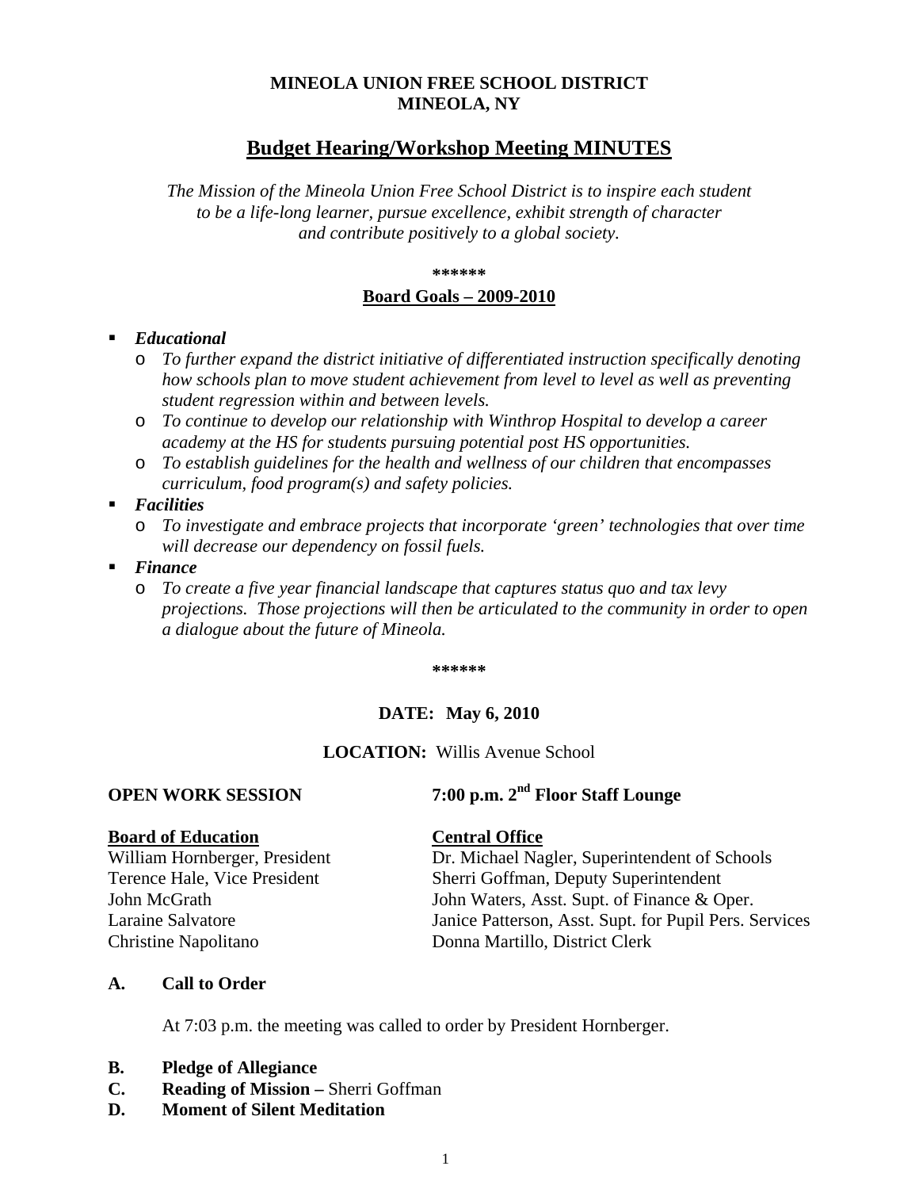**MINEOLA UNION FREE SCHOOL DISTRICT**
**MINEOLA, NY**

# Budget Hearing/Workshop Meeting MINUTES

*The Mission of the Mineola Union Free School District is to inspire each student to be a life-long learner, pursue excellence, exhibit strength of character and contribute positively to a global society.*

**\*\*\*\*\*\***

## Board Goals – 2009-2010

- ***Educational***
  - *To further expand the district initiative of differentiated instruction specifically denoting how schools plan to move student achievement from level to level as well as preventing student regression within and between levels.*
  - *To continue to develop our relationship with Winthrop Hospital to develop a career academy at the HS for students pursuing potential post HS opportunities.*
  - *To establish guidelines for the health and wellness of our children that encompasses curriculum, food program(s) and safety policies.*
- ***Facilities***
  - *To investigate and embrace projects that incorporate 'green' technologies that over time will decrease our dependency on fossil fuels.*
- ***Finance***
  - *To create a five year financial landscape that captures status quo and tax levy projections. Those projections will then be articulated to the community in order to open a dialogue about the future of Mineola.*

**\*\*\*\*\*\***

**DATE: May 6, 2010**

**LOCATION:** Willis Avenue School

**OPEN WORK SESSION** **7:00 p.m. 2nd Floor Staff Lounge**

| **Board of Education** | **Central Office** |
|---|---|
| William Hornberger, President | Dr. Michael Nagler, Superintendent of Schools |
| Terence Hale, Vice President | Sherri Goffman, Deputy Superintendent |
| John McGrath | John Waters, Asst. Supt. of Finance & Oper. |
| Laraine Salvatore | Janice Patterson, Asst. Supt. for Pupil Pers. Services |
| Christine Napolitano | Donna Martillo, District Clerk |

**A. Call to Order**

At 7:03 p.m. the meeting was called to order by President Hornberger.

**B. Pledge of Allegiance**

**C. Reading of Mission –** Sherri Goffman

**D. Moment of Silent Meditation**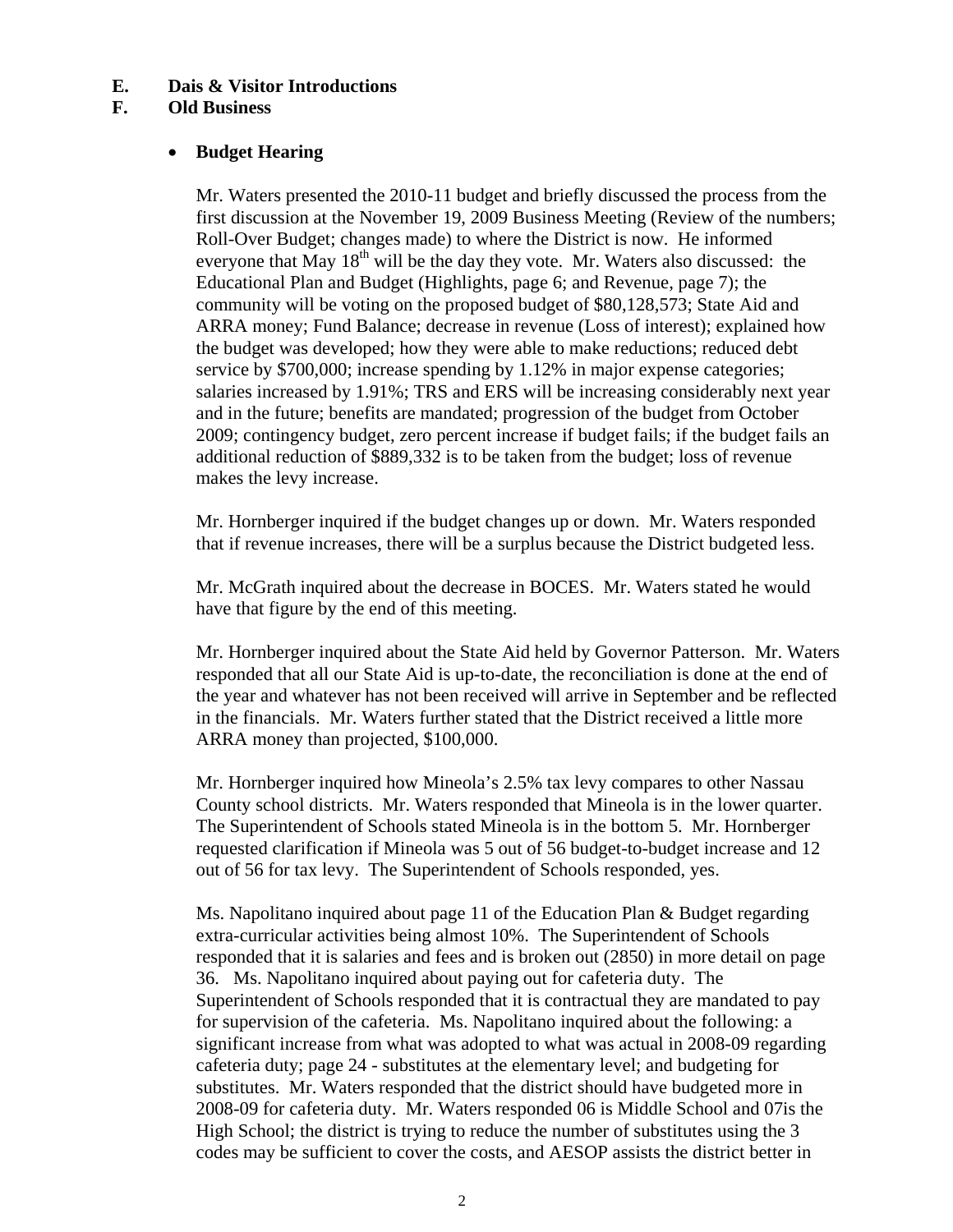**E. Dais & Visitor Introductions**

**F. Old Business**

- **Budget Hearing**

Mr. Waters presented the 2010-11 budget and briefly discussed the process from the first discussion at the November 19, 2009 Business Meeting (Review of the numbers; Roll-Over Budget; changes made) to where the District is now. He informed everyone that May 18th will be the day they vote. Mr. Waters also discussed: the Educational Plan and Budget (Highlights, page 6; and Revenue, page 7); the community will be voting on the proposed budget of $80,128,573; State Aid and ARRA money; Fund Balance; decrease in revenue (Loss of interest); explained how the budget was developed; how they were able to make reductions; reduced debt service by $700,000; increase spending by 1.12% in major expense categories; salaries increased by 1.91%; TRS and ERS will be increasing considerably next year and in the future; benefits are mandated; progression of the budget from October 2009; contingency budget, zero percent increase if budget fails; if the budget fails an additional reduction of $889,332 is to be taken from the budget; loss of revenue makes the levy increase.

Mr. Hornberger inquired if the budget changes up or down. Mr. Waters responded that if revenue increases, there will be a surplus because the District budgeted less.

Mr. McGrath inquired about the decrease in BOCES. Mr. Waters stated he would have that figure by the end of this meeting.

Mr. Hornberger inquired about the State Aid held by Governor Patterson. Mr. Waters responded that all our State Aid is up-to-date, the reconciliation is done at the end of the year and whatever has not been received will arrive in September and be reflected in the financials. Mr. Waters further stated that the District received a little more ARRA money than projected, $100,000.

Mr. Hornberger inquired how Mineola's 2.5% tax levy compares to other Nassau County school districts. Mr. Waters responded that Mineola is in the lower quarter. The Superintendent of Schools stated Mineola is in the bottom 5. Mr. Hornberger requested clarification if Mineola was 5 out of 56 budget-to-budget increase and 12 out of 56 for tax levy. The Superintendent of Schools responded, yes.

Ms. Napolitano inquired about page 11 of the Education Plan & Budget regarding extra-curricular activities being almost 10%. The Superintendent of Schools responded that it is salaries and fees and is broken out (2850) in more detail on page 36. Ms. Napolitano inquired about paying out for cafeteria duty. The Superintendent of Schools responded that it is contractual they are mandated to pay for supervision of the cafeteria. Ms. Napolitano inquired about the following: a significant increase from what was adopted to what was actual in 2008-09 regarding cafeteria duty; page 24 - substitutes at the elementary level; and budgeting for substitutes. Mr. Waters responded that the district should have budgeted more in 2008-09 for cafeteria duty. Mr. Waters responded 06 is Middle School and 07is the High School; the district is trying to reduce the number of substitutes using the 3 codes may be sufficient to cover the costs, and AESOP assists the district better in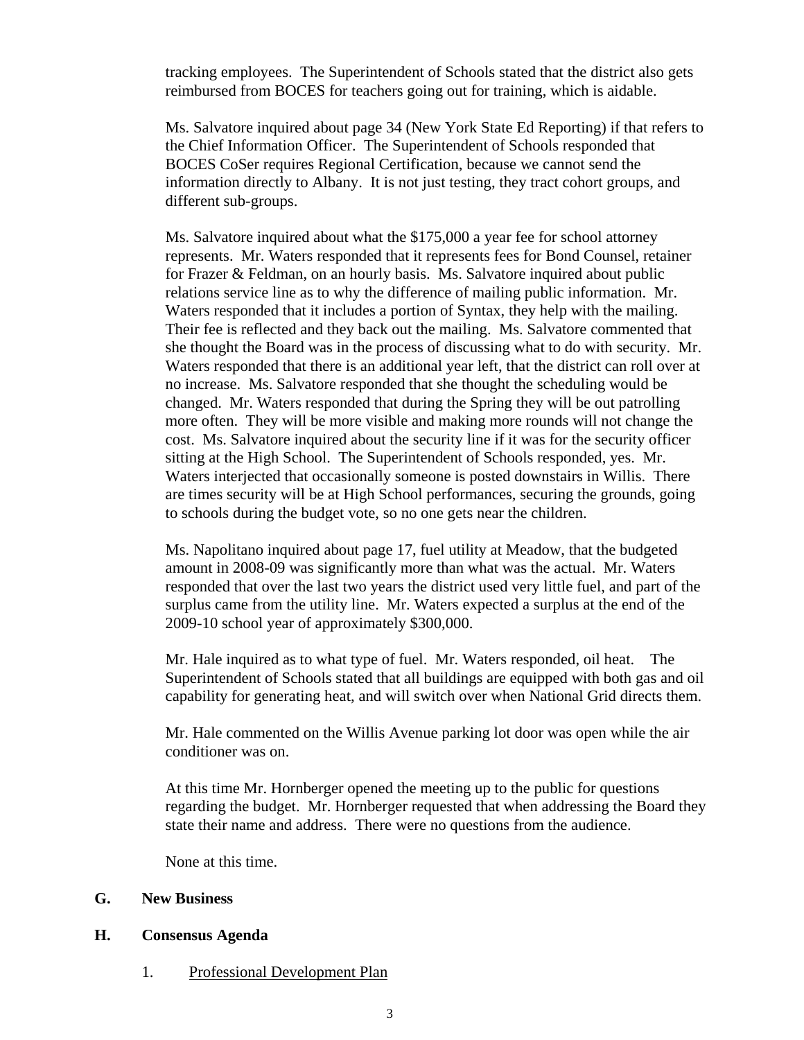tracking employees. The Superintendent of Schools stated that the district also gets reimbursed from BOCES for teachers going out for training, which is aidable.

Ms. Salvatore inquired about page 34 (New York State Ed Reporting) if that refers to the Chief Information Officer. The Superintendent of Schools responded that BOCES CoSer requires Regional Certification, because we cannot send the information directly to Albany. It is not just testing, they tract cohort groups, and different sub-groups.

Ms. Salvatore inquired about what the $175,000 a year fee for school attorney represents. Mr. Waters responded that it represents fees for Bond Counsel, retainer for Frazer & Feldman, on an hourly basis. Ms. Salvatore inquired about public relations service line as to why the difference of mailing public information. Mr. Waters responded that it includes a portion of Syntax, they help with the mailing. Their fee is reflected and they back out the mailing. Ms. Salvatore commented that she thought the Board was in the process of discussing what to do with security. Mr. Waters responded that there is an additional year left, that the district can roll over at no increase. Ms. Salvatore responded that she thought the scheduling would be changed. Mr. Waters responded that during the Spring they will be out patrolling more often. They will be more visible and making more rounds will not change the cost. Ms. Salvatore inquired about the security line if it was for the security officer sitting at the High School. The Superintendent of Schools responded, yes. Mr. Waters interjected that occasionally someone is posted downstairs in Willis. There are times security will be at High School performances, securing the grounds, going to schools during the budget vote, so no one gets near the children.

Ms. Napolitano inquired about page 17, fuel utility at Meadow, that the budgeted amount in 2008-09 was significantly more than what was the actual. Mr. Waters responded that over the last two years the district used very little fuel, and part of the surplus came from the utility line. Mr. Waters expected a surplus at the end of the 2009-10 school year of approximately $300,000.

Mr. Hale inquired as to what type of fuel. Mr. Waters responded, oil heat. The Superintendent of Schools stated that all buildings are equipped with both gas and oil capability for generating heat, and will switch over when National Grid directs them.

Mr. Hale commented on the Willis Avenue parking lot door was open while the air conditioner was on.

At this time Mr. Hornberger opened the meeting up to the public for questions regarding the budget. Mr. Hornberger requested that when addressing the Board they state their name and address. There were no questions from the audience.

None at this time.

**G. New Business**

**H. Consensus Agenda**

1. Professional Development Plan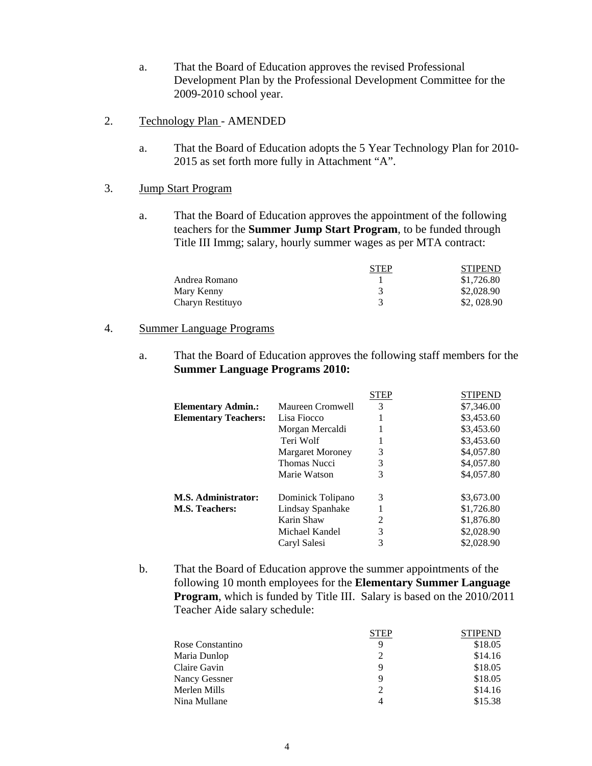a. That the Board of Education approves the revised Professional Development Plan by the Professional Development Committee for the 2009-2010 school year.

2. Technology Plan - AMENDED

a. That the Board of Education adopts the 5 Year Technology Plan for 2010-2015 as set forth more fully in Attachment "A".

3. Jump Start Program

a. That the Board of Education approves the appointment of the following teachers for the **Summer Jump Start Program**, to be funded through Title III Immg; salary, hourly summer wages as per MTA contract:

| | STEP | STIPEND |
|---|---|---|
| Andrea Romano | 1 | $1,726.80 |
| Mary Kenny | 3 | $2,028.90 |
| Charyn Restituyo | 3 | $2, 028.90 |

4. Summer Language Programs

a. That the Board of Education approves the following staff members for the **Summer Language Programs 2010:**

| | | STEP | STIPEND |
|---|---|---|---|
| **Elementary Admin.:** | Maureen Cromwell | 3 | $7,346.00 |
| **Elementary Teachers:** | Lisa Fiocco | 1 | $3,453.60 |
| | Morgan Mercaldi | 1 | $3,453.60 |
| | Teri Wolf | 1 | $3,453.60 |
| | Margaret Moroney | 3 | $4,057.80 |
| | Thomas Nucci | 3 | $4,057.80 |
| | Marie Watson | 3 | $4,057.80 |
| **M.S. Administrator:** | Dominick Tolipano | 3 | $3,673.00 |
| **M.S. Teachers:** | Lindsay Spanhake | 1 | $1,726.80 |
| | Karin Shaw | 2 | $1,876.80 |
| | Michael Kandel | 3 | $2,028.90 |
| | Caryl Salesi | 3 | $2,028.90 |

b. That the Board of Education approve the summer appointments of the following 10 month employees for the **Elementary Summer Language Program**, which is funded by Title III. Salary is based on the 2010/2011 Teacher Aide salary schedule:

| | STEP | STIPEND |
|---|---|---|
| Rose Constantino | 9 | $18.05 |
| Maria Dunlop | 2 | $14.16 |
| Claire Gavin | 9 | $18.05 |
| Nancy Gessner | 9 | $18.05 |
| Merlen Mills | 2 | $14.16 |
| Nina Mullane | 4 | $15.38 |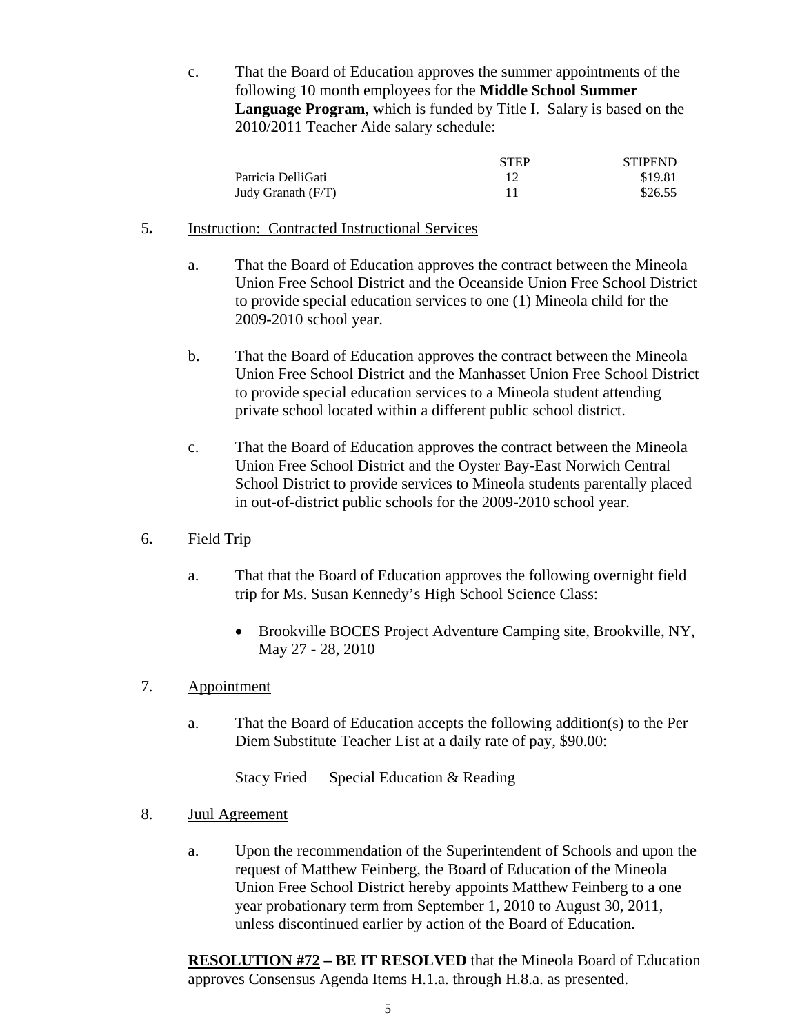c. That the Board of Education approves the summer appointments of the following 10 month employees for the **Middle School Summer Language Program**, which is funded by Title I. Salary is based on the 2010/2011 Teacher Aide salary schedule:

| | STEP | STIPEND |
|---|---|---|
| Patricia DelliGati | 12 | \$19.81 |
| Judy Granath (F/T) | 11 | \$26.55 |

5. Instruction: Contracted Instructional Services

a. That the Board of Education approves the contract between the Mineola Union Free School District and the Oceanside Union Free School District to provide special education services to one (1) Mineola child for the 2009-2010 school year.

b. That the Board of Education approves the contract between the Mineola Union Free School District and the Manhasset Union Free School District to provide special education services to a Mineola student attending private school located within a different public school district.

c. That the Board of Education approves the contract between the Mineola Union Free School District and the Oyster Bay-East Norwich Central School District to provide services to Mineola students parentally placed in out-of-district public schools for the 2009-2010 school year.

6. Field Trip

a. That that the Board of Education approves the following overnight field trip for Ms. Susan Kennedy's High School Science Class:

- Brookville BOCES Project Adventure Camping site, Brookville, NY, May 27 - 28, 2010

7. Appointment

a. That the Board of Education accepts the following addition(s) to the Per Diem Substitute Teacher List at a daily rate of pay, \$90.00:

Stacy Fried Special Education & Reading

8. Juul Agreement

a. Upon the recommendation of the Superintendent of Schools and upon the request of Matthew Feinberg, the Board of Education of the Mineola Union Free School District hereby appoints Matthew Feinberg to a one year probationary term from September 1, 2010 to August 30, 2011, unless discontinued earlier by action of the Board of Education.

**RESOLUTION #72 – BE IT RESOLVED** that the Mineola Board of Education approves Consensus Agenda Items H.1.a. through H.8.a. as presented.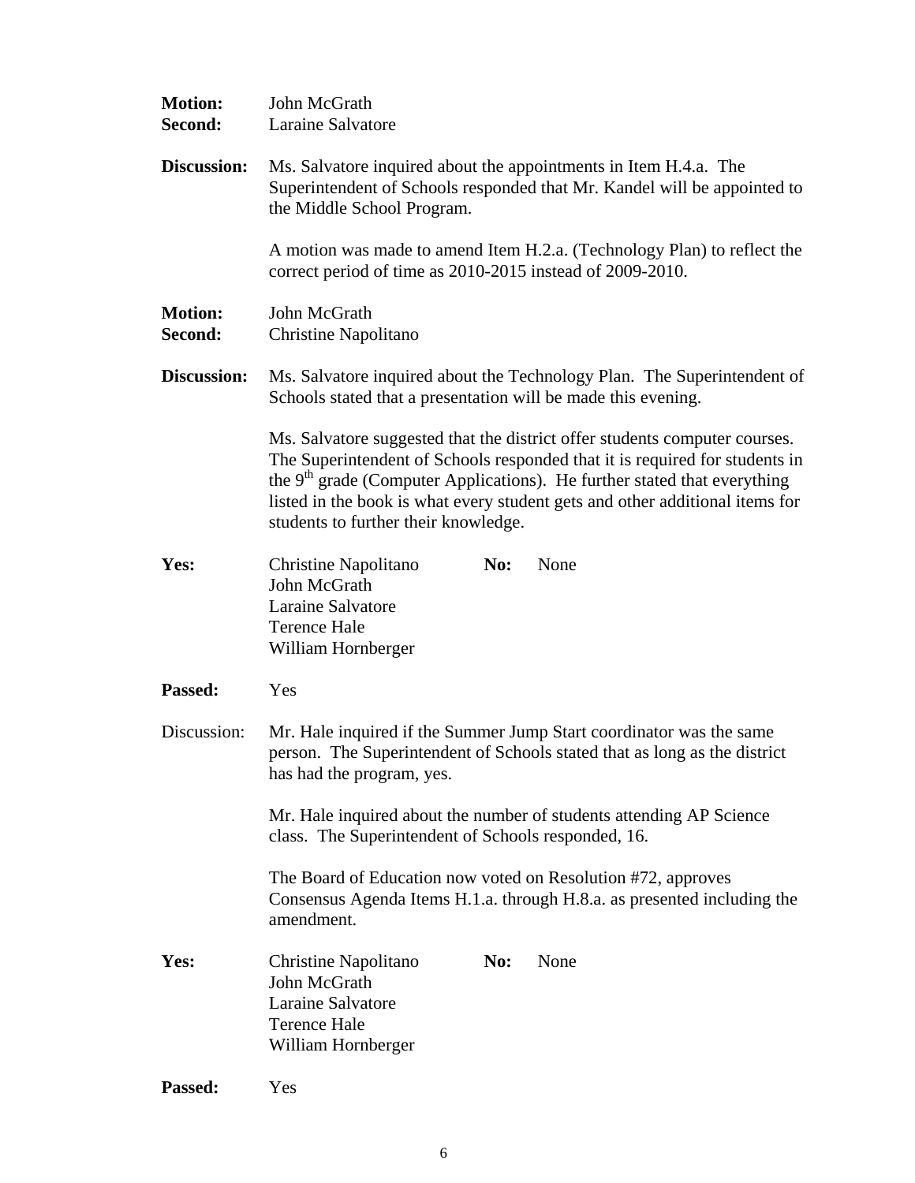**Motion:** John McGrath
**Second:** Laraine Salvatore

**Discussion:** Ms. Salvatore inquired about the appointments in Item H.4.a. The Superintendent of Schools responded that Mr. Kandel will be appointed to the Middle School Program.

A motion was made to amend Item H.2.a. (Technology Plan) to reflect the correct period of time as 2010-2015 instead of 2009-2010.

**Motion:** John McGrath
**Second:** Christine Napolitano

**Discussion:** Ms. Salvatore inquired about the Technology Plan. The Superintendent of Schools stated that a presentation will be made this evening.

Ms. Salvatore suggested that the district offer students computer courses. The Superintendent of Schools responded that it is required for students in the 9th grade (Computer Applications). He further stated that everything listed in the book is what every student gets and other additional items for students to further their knowledge.

**Yes:** Christine Napolitano, John McGrath, Laraine Salvatore, Terence Hale, William Hornberger
**No:** None

**Passed:** Yes

Discussion: Mr. Hale inquired if the Summer Jump Start coordinator was the same person. The Superintendent of Schools stated that as long as the district has had the program, yes.

Mr. Hale inquired about the number of students attending AP Science class. The Superintendent of Schools responded, 16.

The Board of Education now voted on Resolution #72, approves Consensus Agenda Items H.1.a. through H.8.a. as presented including the amendment.

**Yes:** Christine Napolitano, John McGrath, Laraine Salvatore, Terence Hale, William Hornberger
**No:** None

**Passed:** Yes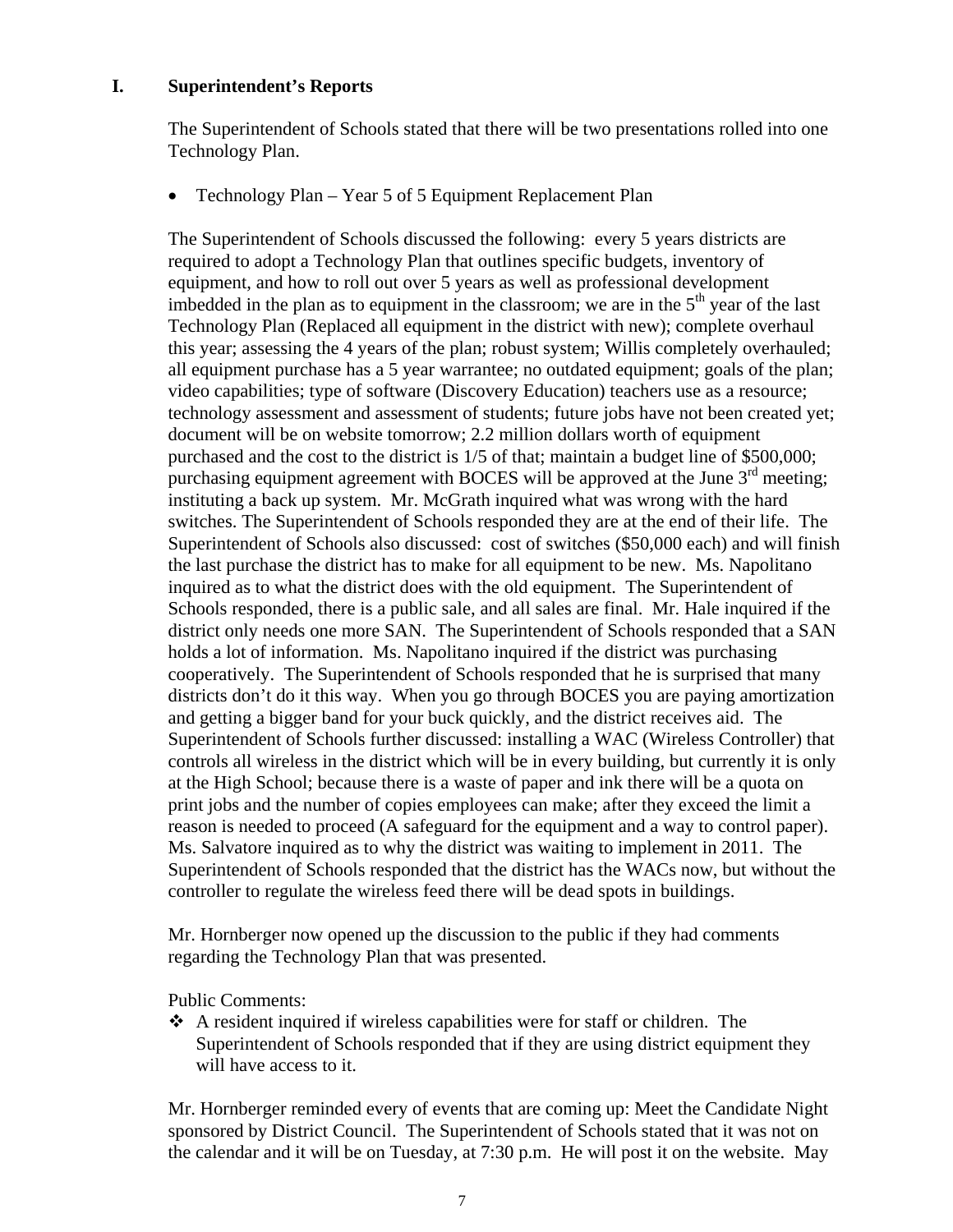## I. Superintendent's Reports

The Superintendent of Schools stated that there will be two presentations rolled into one Technology Plan.

- Technology Plan – Year 5 of 5 Equipment Replacement Plan

The Superintendent of Schools discussed the following: every 5 years districts are required to adopt a Technology Plan that outlines specific budgets, inventory of equipment, and how to roll out over 5 years as well as professional development imbedded in the plan as to equipment in the classroom; we are in the 5th year of the last Technology Plan (Replaced all equipment in the district with new); complete overhaul this year; assessing the 4 years of the plan; robust system; Willis completely overhauled; all equipment purchase has a 5 year warrantee; no outdated equipment; goals of the plan; video capabilities; type of software (Discovery Education) teachers use as a resource; technology assessment and assessment of students; future jobs have not been created yet; document will be on website tomorrow; 2.2 million dollars worth of equipment purchased and the cost to the district is 1/5 of that; maintain a budget line of $500,000; purchasing equipment agreement with BOCES will be approved at the June 3rd meeting; instituting a back up system. Mr. McGrath inquired what was wrong with the hard switches. The Superintendent of Schools responded they are at the end of their life. The Superintendent of Schools also discussed: cost of switches ($50,000 each) and will finish the last purchase the district has to make for all equipment to be new. Ms. Napolitano inquired as to what the district does with the old equipment. The Superintendent of Schools responded, there is a public sale, and all sales are final. Mr. Hale inquired if the district only needs one more SAN. The Superintendent of Schools responded that a SAN holds a lot of information. Ms. Napolitano inquired if the district was purchasing cooperatively. The Superintendent of Schools responded that he is surprised that many districts don't do it this way. When you go through BOCES you are paying amortization and getting a bigger band for your buck quickly, and the district receives aid. The Superintendent of Schools further discussed: installing a WAC (Wireless Controller) that controls all wireless in the district which will be in every building, but currently it is only at the High School; because there is a waste of paper and ink there will be a quota on print jobs and the number of copies employees can make; after they exceed the limit a reason is needed to proceed (A safeguard for the equipment and a way to control paper). Ms. Salvatore inquired as to why the district was waiting to implement in 2011. The Superintendent of Schools responded that the district has the WACs now, but without the controller to regulate the wireless feed there will be dead spots in buildings.

Mr. Hornberger now opened up the discussion to the public if they had comments regarding the Technology Plan that was presented.

Public Comments:

- A resident inquired if wireless capabilities were for staff or children. The Superintendent of Schools responded that if they are using district equipment they will have access to it.

Mr. Hornberger reminded every of events that are coming up: Meet the Candidate Night sponsored by District Council. The Superintendent of Schools stated that it was not on the calendar and it will be on Tuesday, at 7:30 p.m. He will post it on the website. May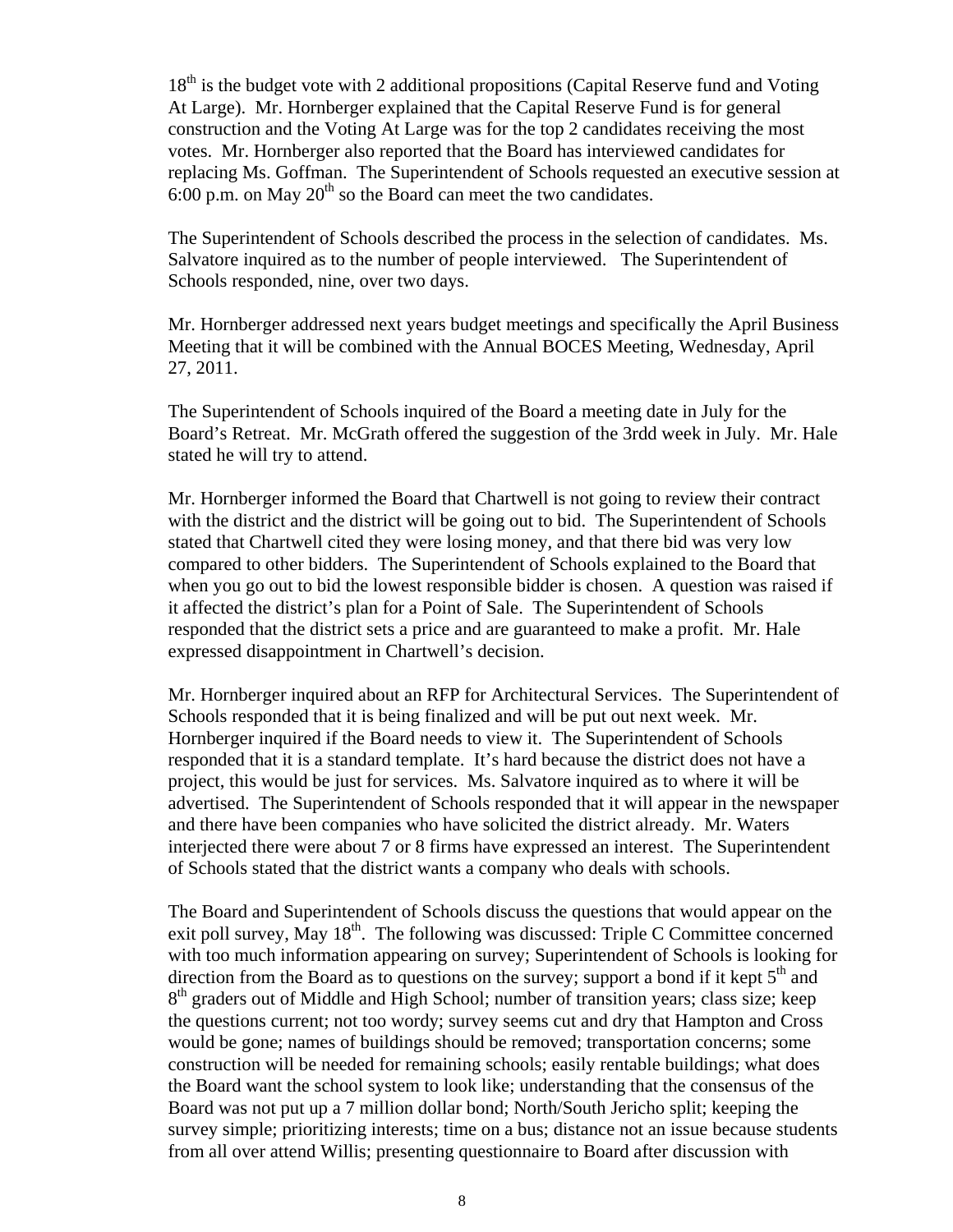18th is the budget vote with 2 additional propositions (Capital Reserve fund and Voting At Large). Mr. Hornberger explained that the Capital Reserve Fund is for general construction and the Voting At Large was for the top 2 candidates receiving the most votes. Mr. Hornberger also reported that the Board has interviewed candidates for replacing Ms. Goffman. The Superintendent of Schools requested an executive session at 6:00 p.m. on May 20th so the Board can meet the two candidates.

The Superintendent of Schools described the process in the selection of candidates. Ms. Salvatore inquired as to the number of people interviewed. The Superintendent of Schools responded, nine, over two days.

Mr. Hornberger addressed next years budget meetings and specifically the April Business Meeting that it will be combined with the Annual BOCES Meeting, Wednesday, April 27, 2011.

The Superintendent of Schools inquired of the Board a meeting date in July for the Board's Retreat. Mr. McGrath offered the suggestion of the 3rdd week in July. Mr. Hale stated he will try to attend.

Mr. Hornberger informed the Board that Chartwell is not going to review their contract with the district and the district will be going out to bid. The Superintendent of Schools stated that Chartwell cited they were losing money, and that there bid was very low compared to other bidders. The Superintendent of Schools explained to the Board that when you go out to bid the lowest responsible bidder is chosen. A question was raised if it affected the district's plan for a Point of Sale. The Superintendent of Schools responded that the district sets a price and are guaranteed to make a profit. Mr. Hale expressed disappointment in Chartwell's decision.

Mr. Hornberger inquired about an RFP for Architectural Services. The Superintendent of Schools responded that it is being finalized and will be put out next week. Mr. Hornberger inquired if the Board needs to view it. The Superintendent of Schools responded that it is a standard template. It's hard because the district does not have a project, this would be just for services. Ms. Salvatore inquired as to where it will be advertised. The Superintendent of Schools responded that it will appear in the newspaper and there have been companies who have solicited the district already. Mr. Waters interjected there were about 7 or 8 firms have expressed an interest. The Superintendent of Schools stated that the district wants a company who deals with schools.

The Board and Superintendent of Schools discuss the questions that would appear on the exit poll survey, May 18th. The following was discussed: Triple C Committee concerned with too much information appearing on survey; Superintendent of Schools is looking for direction from the Board as to questions on the survey; support a bond if it kept 5th and 8th graders out of Middle and High School; number of transition years; class size; keep the questions current; not too wordy; survey seems cut and dry that Hampton and Cross would be gone; names of buildings should be removed; transportation concerns; some construction will be needed for remaining schools; easily rentable buildings; what does the Board want the school system to look like; understanding that the consensus of the Board was not put up a 7 million dollar bond; North/South Jericho split; keeping the survey simple; prioritizing interests; time on a bus; distance not an issue because students from all over attend Willis; presenting questionnaire to Board after discussion with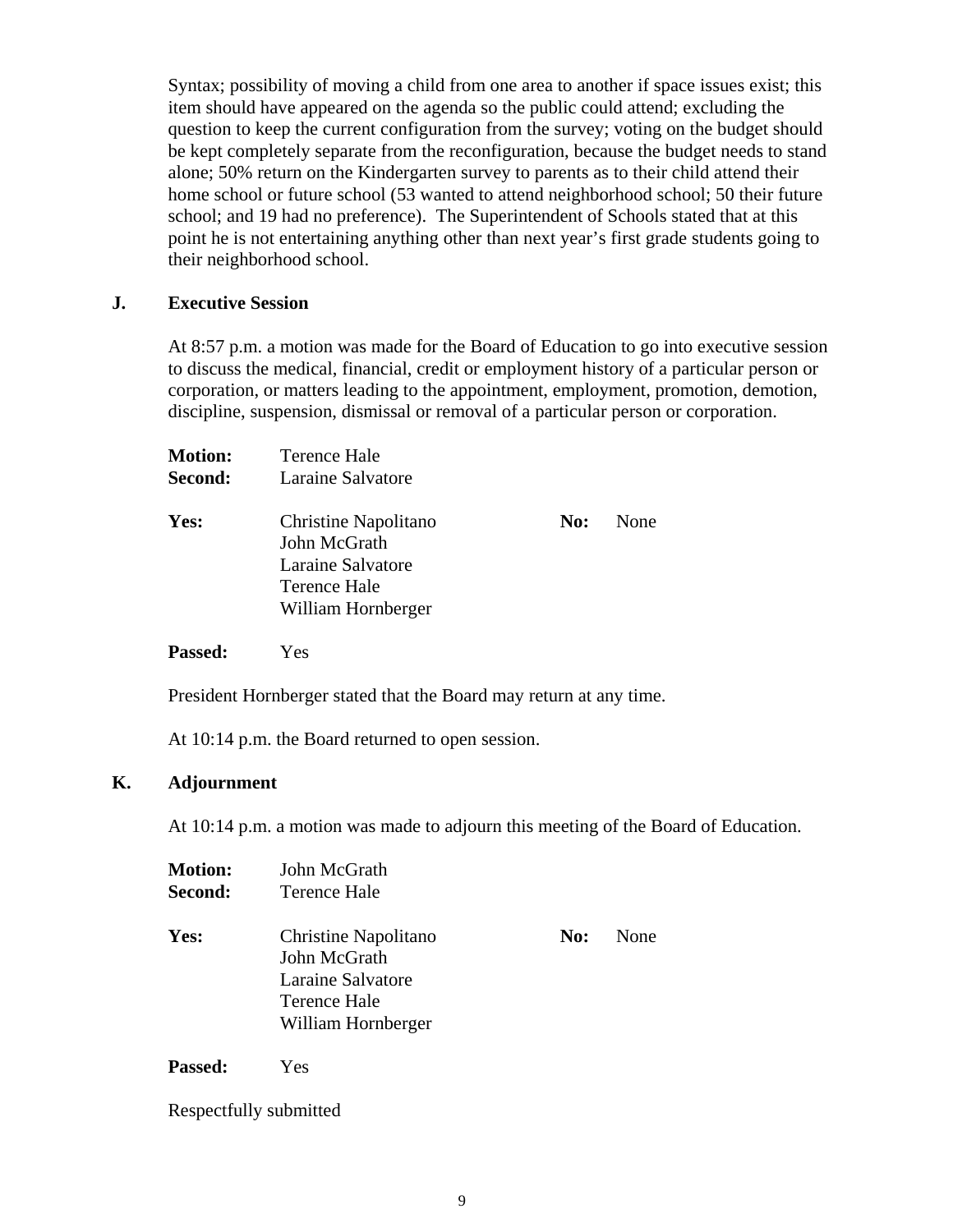Syntax; possibility of moving a child from one area to another if space issues exist; this item should have appeared on the agenda so the public could attend; excluding the question to keep the current configuration from the survey; voting on the budget should be kept completely separate from the reconfiguration, because the budget needs to stand alone; 50% return on the Kindergarten survey to parents as to their child attend their home school or future school (53 wanted to attend neighborhood school; 50 their future school; and 19 had no preference). The Superintendent of Schools stated that at this point he is not entertaining anything other than next year's first grade students going to their neighborhood school.

## J. Executive Session

At 8:57 p.m. a motion was made for the Board of Education to go into executive session to discuss the medical, financial, credit or employment history of a particular person or corporation, or matters leading to the appointment, employment, promotion, demotion, discipline, suspension, dismissal or removal of a particular person or corporation.

**Motion:** Terence Hale
**Second:** Laraine Salvatore

**Yes:** Christine Napolitano, John McGrath, Laraine Salvatore, Terence Hale, William Hornberger

**No:** None

**Passed:** Yes

President Hornberger stated that the Board may return at any time.

At 10:14 p.m. the Board returned to open session.

## K. Adjournment

At 10:14 p.m. a motion was made to adjourn this meeting of the Board of Education.

**Motion:** John McGrath
**Second:** Terence Hale

**Yes:** Christine Napolitano, John McGrath, Laraine Salvatore, Terence Hale, William Hornberger

**No:** None

**Passed:** Yes

Respectfully submitted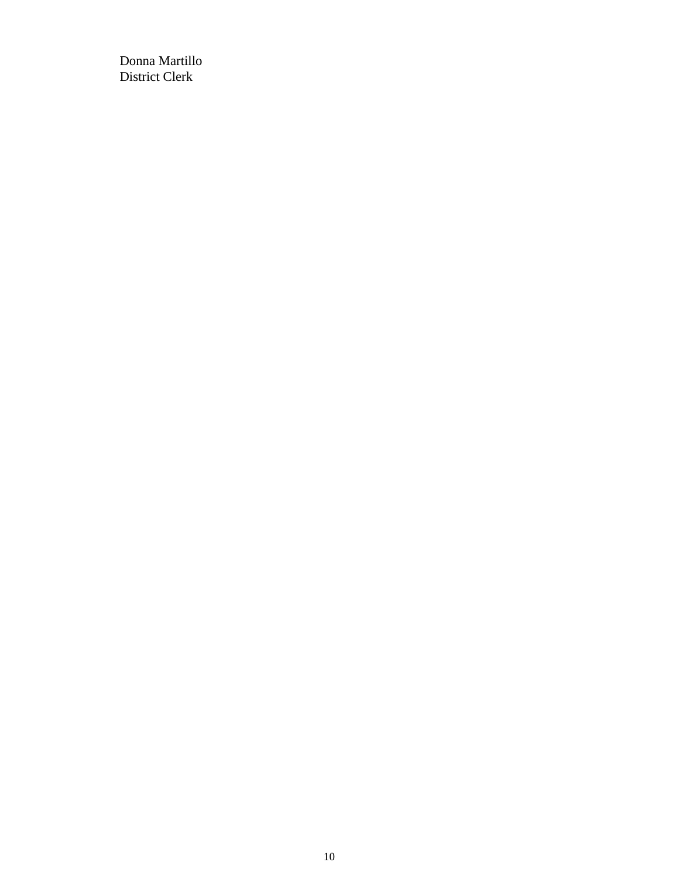Donna Martillo
District Clerk